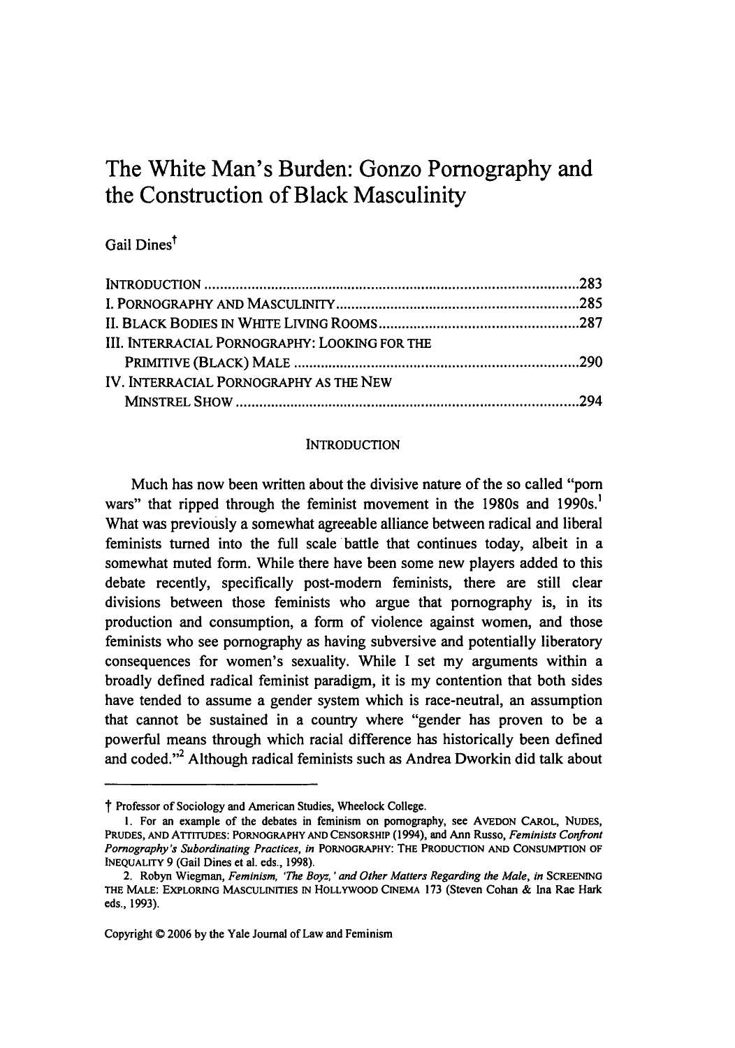# The White Man's Burden: Gonzo Pornography and the Construction of Black Masculinity

Gail Dines[†]

| | |
|---|---|
| INTRODUCTION | 283 |
| I. PORNOGRAPHY AND MASCULINITY | 285 |
| II. BLACK BODIES IN WHITE LIVING ROOMS | 287 |
| III. INTERRACIAL PORNOGRAPHY: LOOKING FOR THE PRIMITIVE (BLACK) MALE | 290 |
| IV. INTERRACIAL PORNOGRAPHY AS THE NEW MINSTREL SHOW | 294 |

## INTRODUCTION

Much has now been written about the divisive nature of the so called "porn wars" that ripped through the feminist movement in the 1980s and 1990s.[1] What was previously a somewhat agreeable alliance between radical and liberal feminists turned into the full scale battle that continues today, albeit in a somewhat muted form. While there have been some new players added to this debate recently, specifically post-modern feminists, there are still clear divisions between those feminists who argue that pornography is, in its production and consumption, a form of violence against women, and those feminists who see pornography as having subversive and potentially liberatory consequences for women's sexuality. While I set my arguments within a broadly defined radical feminist paradigm, it is my contention that both sides have tended to assume a gender system which is race-neutral, an assumption that cannot be sustained in a country where "gender has proven to be a powerful means through which racial difference has historically been defined and coded."[2] Although radical feminists such as Andrea Dworkin did talk about

---

† Professor of Sociology and American Studies, Wheelock College.

1. For an example of the debates in feminism on pornography, see AVEDON CAROL, NUDES, PRUDES, AND ATTITUDES: PORNOGRAPHY AND CENSORSHIP (1994), and Ann Russo, *Feminists Confront Pornography's Subordinating Practices*, *in* PORNOGRAPHY: THE PRODUCTION AND CONSUMPTION OF INEQUALITY 9 (Gail Dines et al. eds., 1998).

2. Robyn Wiegman, *Feminism, 'The Boyz,' and Other Matters Regarding the Male*, *in* SCREENING THE MALE: EXPLORING MASCULINITIES IN HOLLYWOOD CINEMA 173 (Steven Cohan & Ina Rae Hark eds., 1993).

Copyright © 2006 by the Yale Journal of Law and Feminism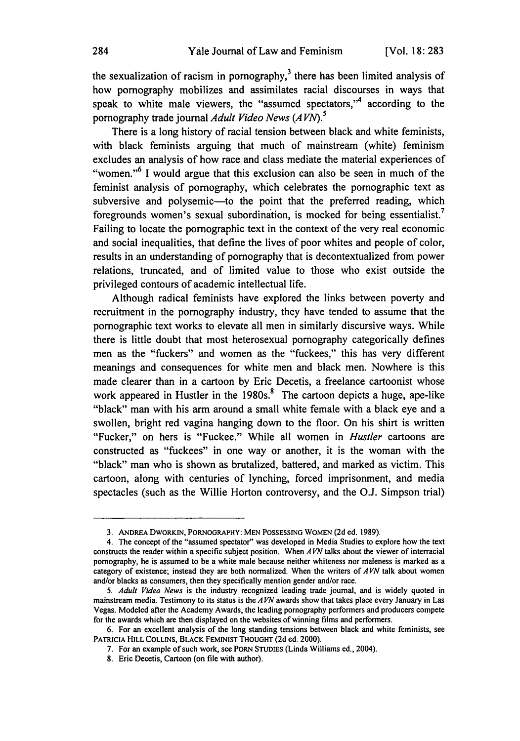the sexualization of racism in pornography,[3] there has been limited analysis of how pornography mobilizes and assimilates racial discourses in ways that speak to white male viewers, the "assumed spectators,"[4] according to the pornography trade journal *Adult Video News* (*AVN*).[5]

There is a long history of racial tension between black and white feminists, with black feminists arguing that much of mainstream (white) feminism excludes an analysis of how race and class mediate the material experiences of "women."[6] I would argue that this exclusion can also be seen in much of the feminist analysis of pornography, which celebrates the pornographic text as subversive and polysemic—to the point that the preferred reading, which foregrounds women's sexual subordination, is mocked for being essentialist.[7] Failing to locate the pornographic text in the context of the very real economic and social inequalities, that define the lives of poor whites and people of color, results in an understanding of pornography that is decontextualized from power relations, truncated, and of limited value to those who exist outside the privileged contours of academic intellectual life.

Although radical feminists have explored the links between poverty and recruitment in the pornography industry, they have tended to assume that the pornographic text works to elevate all men in similarly discursive ways. While there is little doubt that most heterosexual pornography categorically defines men as the "fuckers" and women as the "fuckees," this has very different meanings and consequences for white men and black men. Nowhere is this made clearer than in a cartoon by Eric Decetis, a freelance cartoonist whose work appeared in Hustler in the 1980s.[8] The cartoon depicts a huge, ape-like "black" man with his arm around a small white female with a black eye and a swollen, bright red vagina hanging down to the floor. On his shirt is written "Fucker," on hers is "Fuckee." While all women in *Hustler* cartoons are constructed as "fuckees" in one way or another, it is the woman with the "black" man who is shown as brutalized, battered, and marked as victim. This cartoon, along with centuries of lynching, forced imprisonment, and media spectacles (such as the Willie Horton controversy, and the O.J. Simpson trial)

---

3. ANDREA DWORKIN, PORNOGRAPHY: MEN POSSESSING WOMEN (2d ed. 1989).

4. The concept of the "assumed spectator" was developed in Media Studies to explore how the text constructs the reader within a specific subject position. When *AVN* talks about the viewer of interracial pornography, he is assumed to be a white male because neither whiteness nor maleness is marked as a category of existence; instead they are both normalized. When the writers of *AVN* talk about women and/or blacks as consumers, then they specifically mention gender and/or race.

5. *Adult Video News* is the industry recognized leading trade journal, and is widely quoted in mainstream media. Testimony to its status is the *AVN* awards show that takes place every January in Las Vegas. Modeled after the Academy Awards, the leading pornography performers and producers compete for the awards which are then displayed on the websites of winning films and performers.

6. For an excellent analysis of the long standing tensions between black and white feminists, see PATRICIA HILL COLLINS, BLACK FEMINIST THOUGHT (2d ed. 2000).

7. For an example of such work, see PORN STUDIES (Linda Williams ed., 2004).

8. Eric Decetis, Cartoon (on file with author).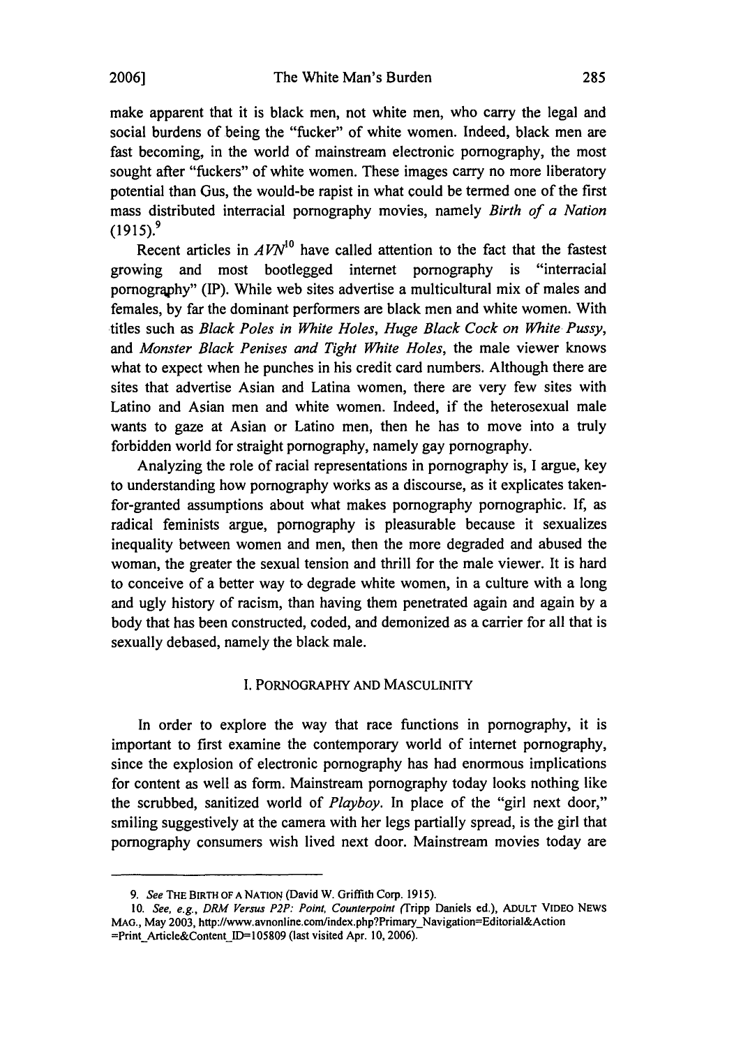make apparent that it is black men, not white men, who carry the legal and social burdens of being the "fucker" of white women. Indeed, black men are fast becoming, in the world of mainstream electronic pornography, the most sought after "fuckers" of white women. These images carry no more liberatory potential than Gus, the would-be rapist in what could be termed one of the first mass distributed interracial pornography movies, namely *Birth of a Nation* (1915).[9]

Recent articles in *AVN*[10] have called attention to the fact that the fastest growing and most bootlegged internet pornography is "interracial pornography" (IP). While web sites advertise a multicultural mix of males and females, by far the dominant performers are black men and white women. With titles such as *Black Poles in White Holes*, *Huge Black Cock on White Pussy*, and *Monster Black Penises and Tight White Holes*, the male viewer knows what to expect when he punches in his credit card numbers. Although there are sites that advertise Asian and Latina women, there are very few sites with Latino and Asian men and white women. Indeed, if the heterosexual male wants to gaze at Asian or Latino men, then he has to move into a truly forbidden world for straight pornography, namely gay pornography.

Analyzing the role of racial representations in pornography is, I argue, key to understanding how pornography works as a discourse, as it explicates taken-for-granted assumptions about what makes pornography pornographic. If, as radical feminists argue, pornography is pleasurable because it sexualizes inequality between women and men, then the more degraded and abused the woman, the greater the sexual tension and thrill for the male viewer. It is hard to conceive of a better way to degrade white women, in a culture with a long and ugly history of racism, than having them penetrated again and again by a body that has been constructed, coded, and demonized as a carrier for all that is sexually debased, namely the black male.

## I. PORNOGRAPHY AND MASCULINITY

In order to explore the way that race functions in pornography, it is important to first examine the contemporary world of internet pornography, since the explosion of electronic pornography has had enormous implications for content as well as form. Mainstream pornography today looks nothing like the scrubbed, sanitized world of *Playboy*. In place of the "girl next door," smiling suggestively at the camera with her legs partially spread, is the girl that pornography consumers wish lived next door. Mainstream movies today are

---

9. *See* THE BIRTH OF A NATION (David W. Griffith Corp. 1915).

10. *See, e.g.*, *DRM Versus P2P: Point, Counterpoint* (Tripp Daniels ed.), ADULT VIDEO NEWS MAG., May 2003, http://www.avnonline.com/index.php?Primary_Navigation=Editorial&Action=Print_Article&Content_ID=105809 (last visited Apr. 10, 2006).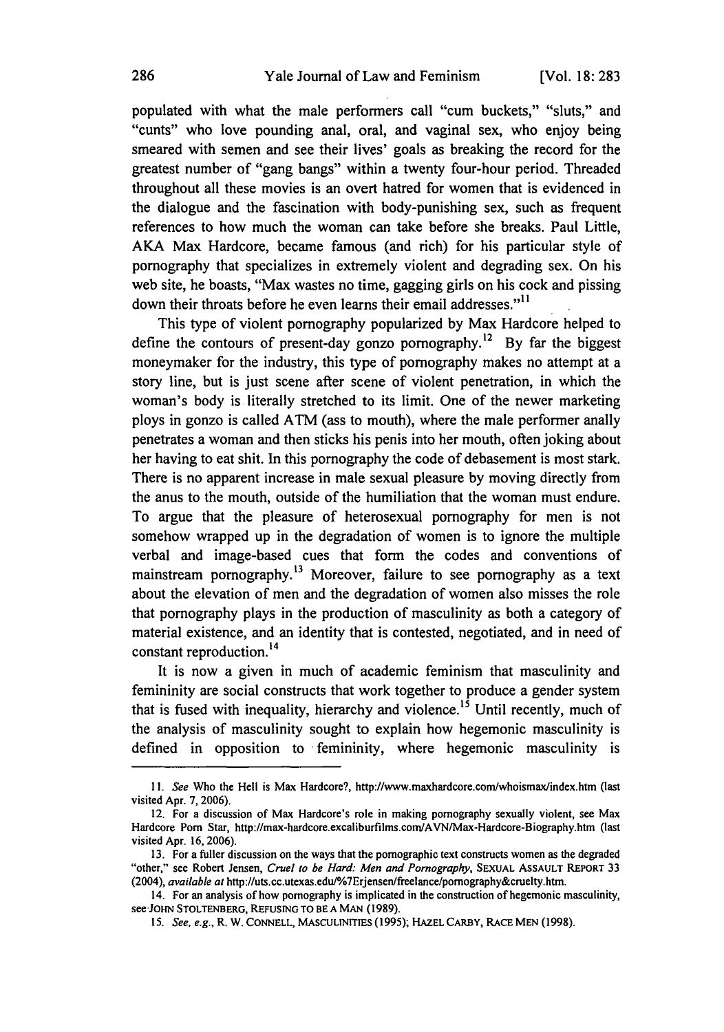populated with what the male performers call "cum buckets," "sluts," and "cunts" who love pounding anal, oral, and vaginal sex, who enjoy being smeared with semen and see their lives' goals as breaking the record for the greatest number of "gang bangs" within a twenty four-hour period. Threaded throughout all these movies is an overt hatred for women that is evidenced in the dialogue and the fascination with body-punishing sex, such as frequent references to how much the woman can take before she breaks. Paul Little, AKA Max Hardcore, became famous (and rich) for his particular style of pornography that specializes in extremely violent and degrading sex. On his web site, he boasts, "Max wastes no time, gagging girls on his cock and pissing down their throats before he even learns their email addresses."[11]

This type of violent pornography popularized by Max Hardcore helped to define the contours of present-day gonzo pornography.[12] By far the biggest moneymaker for the industry, this type of pornography makes no attempt at a story line, but is just scene after scene of violent penetration, in which the woman's body is literally stretched to its limit. One of the newer marketing ploys in gonzo is called ATM (ass to mouth), where the male performer anally penetrates a woman and then sticks his penis into her mouth, often joking about her having to eat shit. In this pornography the code of debasement is most stark. There is no apparent increase in male sexual pleasure by moving directly from the anus to the mouth, outside of the humiliation that the woman must endure. To argue that the pleasure of heterosexual pornography for men is not somehow wrapped up in the degradation of women is to ignore the multiple verbal and image-based cues that form the codes and conventions of mainstream pornography.[13] Moreover, failure to see pornography as a text about the elevation of men and the degradation of women also misses the role that pornography plays in the production of masculinity as both a category of material existence, and an identity that is contested, negotiated, and in need of constant reproduction.[14]

It is now a given in much of academic feminism that masculinity and femininity are social constructs that work together to produce a gender system that is fused with inequality, hierarchy and violence.[15] Until recently, much of the analysis of masculinity sought to explain how hegemonic masculinity is defined in opposition to femininity, where hegemonic masculinity is

---

11. *See* Who the Hell is Max Hardcore?, http://www.maxhardcore.com/whoismax/index.htm (last visited Apr. 7, 2006).

12. For a discussion of Max Hardcore's role in making pornography sexually violent, see Max Hardcore Porn Star, http://max-hardcore.excaliburfilms.com/AVN/Max-Hardcore-Biography.htm (last visited Apr. 16, 2006).

13. For a fuller discussion on the ways that the pornographic text constructs women as the degraded "other," see Robert Jensen, *Cruel to be Hard: Men and Pornography*, SEXUAL ASSAULT REPORT 33 (2004), *available at* http://uts.cc.utexas.edu/%7Erjensen/freelance/pornography&cruelty.htm.

14. For an analysis of how pornography is implicated in the construction of hegemonic masculinity, see JOHN STOLTENBERG, REFUSING TO BE A MAN (1989).

15. *See, e.g.*, R. W. CONNELL, MASCULINITIES (1995); HAZEL CARBY, RACE MEN (1998).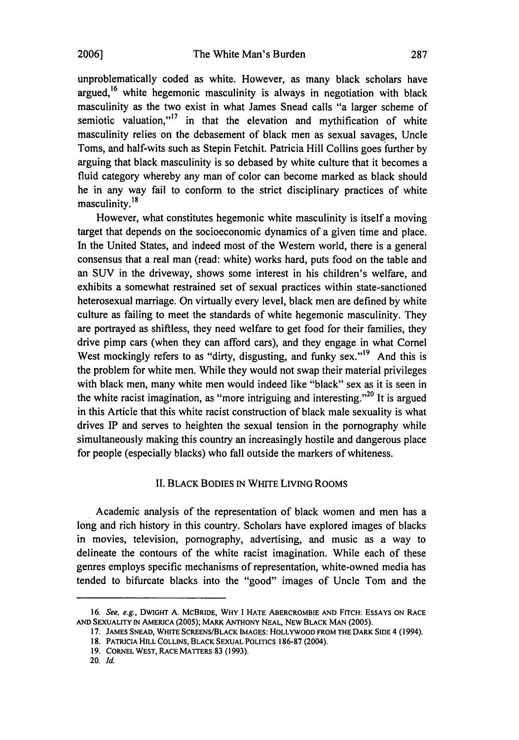unproblematically coded as white. However, as many black scholars have argued,[16] white hegemonic masculinity is always in negotiation with black masculinity as the two exist in what James Snead calls "a larger scheme of semiotic valuation,"[17] in that the elevation and mythification of white masculinity relies on the debasement of black men as sexual savages, Uncle Toms, and half-wits such as Stepin Fetchit. Patricia Hill Collins goes further by arguing that black masculinity is so debased by white culture that it becomes a fluid category whereby any man of color can become marked as black should he in any way fail to conform to the strict disciplinary practices of white masculinity.[18]

However, what constitutes hegemonic white masculinity is itself a moving target that depends on the socioeconomic dynamics of a given time and place. In the United States, and indeed most of the Western world, there is a general consensus that a real man (read: white) works hard, puts food on the table and an SUV in the driveway, shows some interest in his children's welfare, and exhibits a somewhat restrained set of sexual practices within state-sanctioned heterosexual marriage. On virtually every level, black men are defined by white culture as failing to meet the standards of white hegemonic masculinity. They are portrayed as shiftless, they need welfare to get food for their families, they drive pimp cars (when they can afford cars), and they engage in what Cornel West mockingly refers to as "dirty, disgusting, and funky sex."[19] And this is the problem for white men. While they would not swap their material privileges with black men, many white men would indeed like "black" sex as it is seen in the white racist imagination, as "more intriguing and interesting."[20] It is argued in this Article that this white racist construction of black male sexuality is what drives IP and serves to heighten the sexual tension in the pornography while simultaneously making this country an increasingly hostile and dangerous place for people (especially blacks) who fall outside the markers of whiteness.

## II. BLACK BODIES IN WHITE LIVING ROOMS

Academic analysis of the representation of black women and men has a long and rich history in this country. Scholars have explored images of blacks in movies, television, pornography, advertising, and music as a way to delineate the contours of the white racist imagination. While each of these genres employs specific mechanisms of representation, white-owned media has tended to bifurcate blacks into the "good" images of Uncle Tom and the

---

16. *See, e.g.*, DWIGHT A. MCBRIDE, WHY I HATE ABERCROMBIE AND FITCH: ESSAYS ON RACE AND SEXUALITY IN AMERICA (2005); MARK ANTHONY NEAL, NEW BLACK MAN (2005).

17. JAMES SNEAD, WHITE SCREENS/BLACK IMAGES: HOLLYWOOD FROM THE DARK SIDE 4 (1994).

18. PATRICIA HILL COLLINS, BLACK SEXUAL POLITICS 186-87 (2004).

19. CORNEL WEST, RACE MATTERS 83 (1993).

20. *Id.*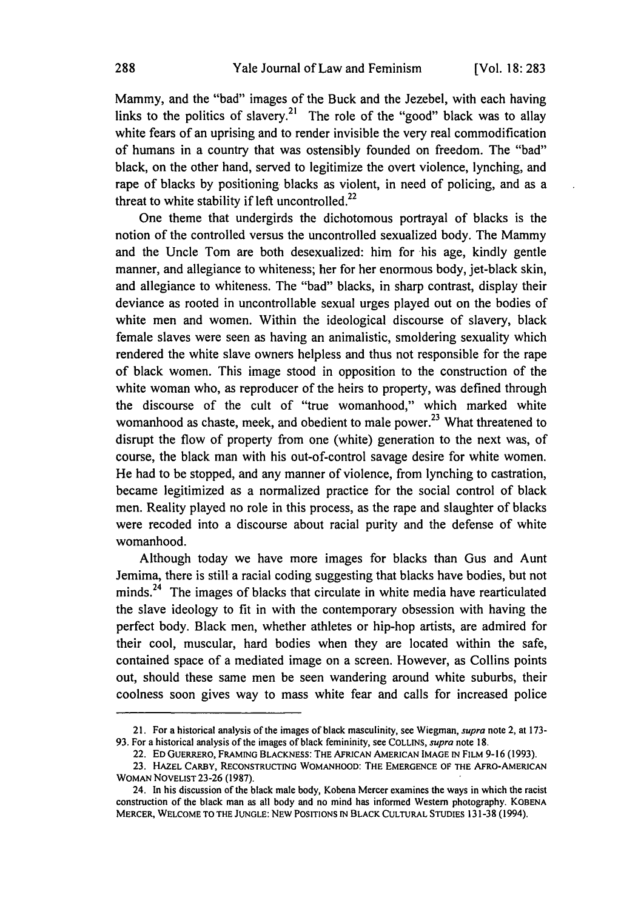Mammy, and the "bad" images of the Buck and the Jezebel, with each having links to the politics of slavery.[21] The role of the "good" black was to allay white fears of an uprising and to render invisible the very real commodification of humans in a country that was ostensibly founded on freedom. The "bad" black, on the other hand, served to legitimize the overt violence, lynching, and rape of blacks by positioning blacks as violent, in need of policing, and as a threat to white stability if left uncontrolled.[22]

One theme that undergirds the dichotomous portrayal of blacks is the notion of the controlled versus the uncontrolled sexualized body. The Mammy and the Uncle Tom are both desexualized: him for his age, kindly gentle manner, and allegiance to whiteness; her for her enormous body, jet-black skin, and allegiance to whiteness. The "bad" blacks, in sharp contrast, display their deviance as rooted in uncontrollable sexual urges played out on the bodies of white men and women. Within the ideological discourse of slavery, black female slaves were seen as having an animalistic, smoldering sexuality which rendered the white slave owners helpless and thus not responsible for the rape of black women. This image stood in opposition to the construction of the white woman who, as reproducer of the heirs to property, was defined through the discourse of the cult of "true womanhood," which marked white womanhood as chaste, meek, and obedient to male power.[23] What threatened to disrupt the flow of property from one (white) generation to the next was, of course, the black man with his out-of-control savage desire for white women. He had to be stopped, and any manner of violence, from lynching to castration, became legitimized as a normalized practice for the social control of black men. Reality played no role in this process, as the rape and slaughter of blacks were recoded into a discourse about racial purity and the defense of white womanhood.

Although today we have more images for blacks than Gus and Aunt Jemima, there is still a racial coding suggesting that blacks have bodies, but not minds.[24] The images of blacks that circulate in white media have rearticulated the slave ideology to fit in with the contemporary obsession with having the perfect body. Black men, whether athletes or hip-hop artists, are admired for their cool, muscular, hard bodies when they are located within the safe, contained space of a mediated image on a screen. However, as Collins points out, should these same men be seen wandering around white suburbs, their coolness soon gives way to mass white fear and calls for increased police

---

21. For a historical analysis of the images of black masculinity, see Wiegman, *supra* note 2, at 173-93. For a historical analysis of the images of black femininity, see COLLINS, *supra* note 18.

22. ED GUERRERO, FRAMING BLACKNESS: THE AFRICAN AMERICAN IMAGE IN FILM 9-16 (1993).

23. HAZEL CARBY, RECONSTRUCTING WOMANHOOD: THE EMERGENCE OF THE AFRO-AMERICAN WOMAN NOVELIST 23-26 (1987).

24. In his discussion of the black male body, Kobena Mercer examines the ways in which the racist construction of the black man as all body and no mind has informed Western photography. KOBENA MERCER, WELCOME TO THE JUNGLE: NEW POSITIONS IN BLACK CULTURAL STUDIES 131-38 (1994).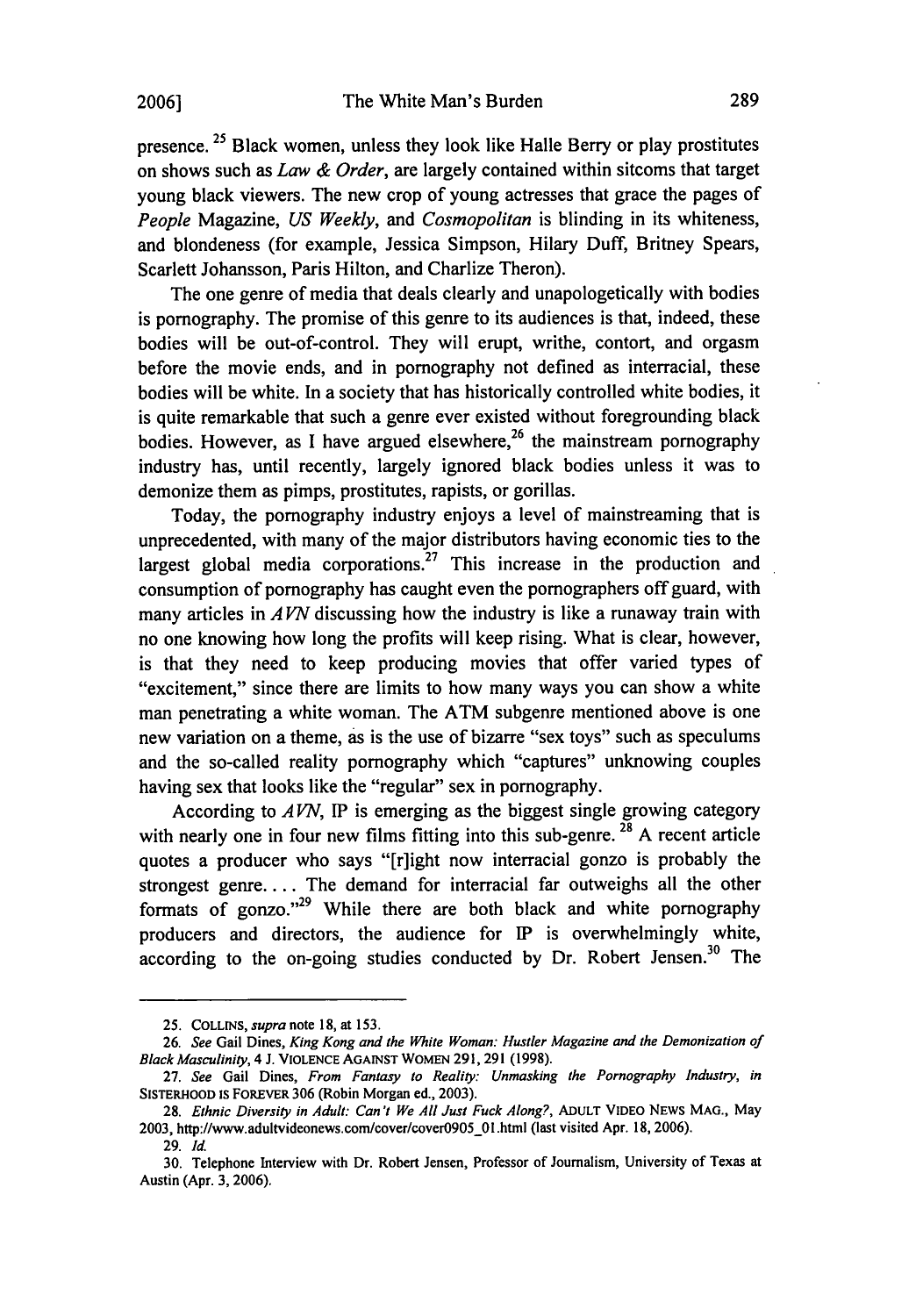presence.[25] Black women, unless they look like Halle Berry or play prostitutes on shows such as *Law & Order*, are largely contained within sitcoms that target young black viewers. The new crop of young actresses that grace the pages of *People* Magazine, *US Weekly*, and *Cosmopolitan* is blinding in its whiteness, and blondeness (for example, Jessica Simpson, Hilary Duff, Britney Spears, Scarlett Johansson, Paris Hilton, and Charlize Theron).

The one genre of media that deals clearly and unapologetically with bodies is pornography. The promise of this genre to its audiences is that, indeed, these bodies will be out-of-control. They will erupt, writhe, contort, and orgasm before the movie ends, and in pornography not defined as interracial, these bodies will be white. In a society that has historically controlled white bodies, it is quite remarkable that such a genre ever existed without foregrounding black bodies. However, as I have argued elsewhere,[26] the mainstream pornography industry has, until recently, largely ignored black bodies unless it was to demonize them as pimps, prostitutes, rapists, or gorillas.

Today, the pornography industry enjoys a level of mainstreaming that is unprecedented, with many of the major distributors having economic ties to the largest global media corporations.[27] This increase in the production and consumption of pornography has caught even the pornographers off guard, with many articles in *AVN* discussing how the industry is like a runaway train with no one knowing how long the profits will keep rising. What is clear, however, is that they need to keep producing movies that offer varied types of "excitement," since there are limits to how many ways you can show a white man penetrating a white woman. The ATM subgenre mentioned above is one new variation on a theme, as is the use of bizarre "sex toys" such as speculums and the so-called reality pornography which "captures" unknowing couples having sex that looks like the "regular" sex in pornography.

According to *AVN*, IP is emerging as the biggest single growing category with nearly one in four new films fitting into this sub-genre.[28] A recent article quotes a producer who says "[r]ight now interracial gonzo is probably the strongest genre. . . . The demand for interracial far outweighs all the other formats of gonzo."[29] While there are both black and white pornography producers and directors, the audience for IP is overwhelmingly white, according to the on-going studies conducted by Dr. Robert Jensen.[30] The

---

25. COLLINS, *supra* note 18, at 153.

26. *See* Gail Dines, *King Kong and the White Woman: Hustler Magazine and the Demonization of Black Masculinity*, 4 J. VIOLENCE AGAINST WOMEN 291, 291 (1998).

27. *See* Gail Dines, *From Fantasy to Reality: Unmasking the Pornography Industry*, *in* SISTERHOOD IS FOREVER 306 (Robin Morgan ed., 2003).

28. *Ethnic Diversity in Adult: Can't We All Just Fuck Along?*, ADULT VIDEO NEWS MAG., May 2003, http://www.adultvideonews.com/cover/cover0905_01.html (last visited Apr. 18, 2006).

29. *Id.*

30. Telephone Interview with Dr. Robert Jensen, Professor of Journalism, University of Texas at Austin (Apr. 3, 2006).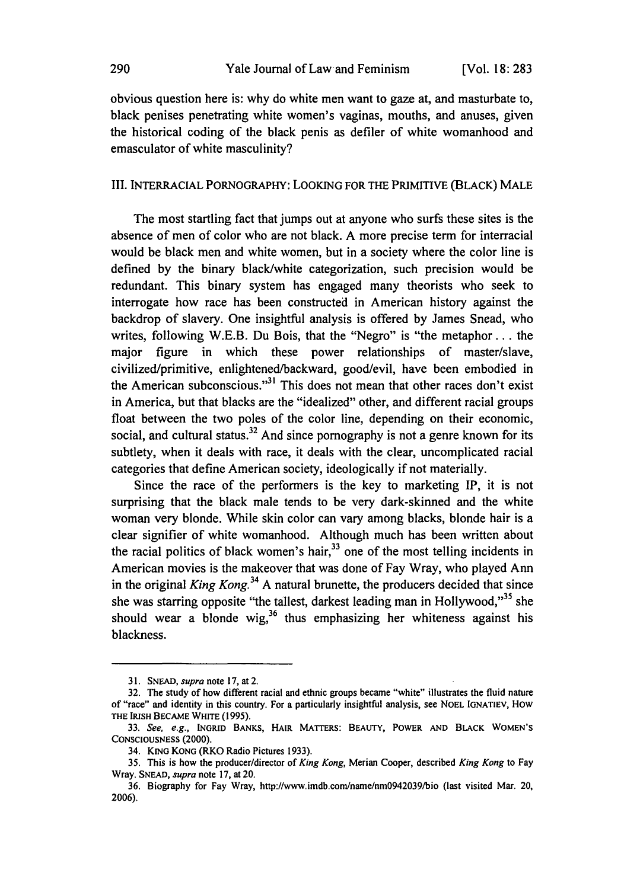obvious question here is: why do white men want to gaze at, and masturbate to, black penises penetrating white women's vaginas, mouths, and anuses, given the historical coding of the black penis as defiler of white womanhood and emasculator of white masculinity?

## III. INTERRACIAL PORNOGRAPHY: LOOKING FOR THE PRIMITIVE (BLACK) MALE

The most startling fact that jumps out at anyone who surfs these sites is the absence of men of color who are not black. A more precise term for interracial would be black men and white women, but in a society where the color line is defined by the binary black/white categorization, such precision would be redundant. This binary system has engaged many theorists who seek to interrogate how race has been constructed in American history against the backdrop of slavery. One insightful analysis is offered by James Snead, who writes, following W.E.B. Du Bois, that the "Negro" is "the metaphor . . . the major figure in which these power relationships of master/slave, civilized/primitive, enlightened/backward, good/evil, have been embodied in the American subconscious."[31] This does not mean that other races don't exist in America, but that blacks are the "idealized" other, and different racial groups float between the two poles of the color line, depending on their economic, social, and cultural status.[32] And since pornography is not a genre known for its subtlety, when it deals with race, it deals with the clear, uncomplicated racial categories that define American society, ideologically if not materially.

Since the race of the performers is the key to marketing IP, it is not surprising that the black male tends to be very dark-skinned and the white woman very blonde. While skin color can vary among blacks, blonde hair is a clear signifier of white womanhood. Although much has been written about the racial politics of black women's hair,[33] one of the most telling incidents in American movies is the makeover that was done of Fay Wray, who played Ann in the original *King Kong*.[34] A natural brunette, the producers decided that since she was starring opposite "the tallest, darkest leading man in Hollywood,"[35] she should wear a blonde wig,[36] thus emphasizing her whiteness against his blackness.

---

31. SNEAD, *supra* note 17, at 2.

32. The study of how different racial and ethnic groups became "white" illustrates the fluid nature of "race" and identity in this country. For a particularly insightful analysis, see NOEL IGNATIEV, HOW THE IRISH BECAME WHITE (1995).

33. *See, e.g.*, INGRID BANKS, HAIR MATTERS: BEAUTY, POWER AND BLACK WOMEN'S CONSCIOUSNESS (2000).

34. KING KONG (RKO Radio Pictures 1933).

35. This is how the producer/director of *King Kong*, Merian Cooper, described *King Kong* to Fay Wray. SNEAD, *supra* note 17, at 20.

36. Biography for Fay Wray, http://www.imdb.com/name/nm0942039/bio (last visited Mar. 20, 2006).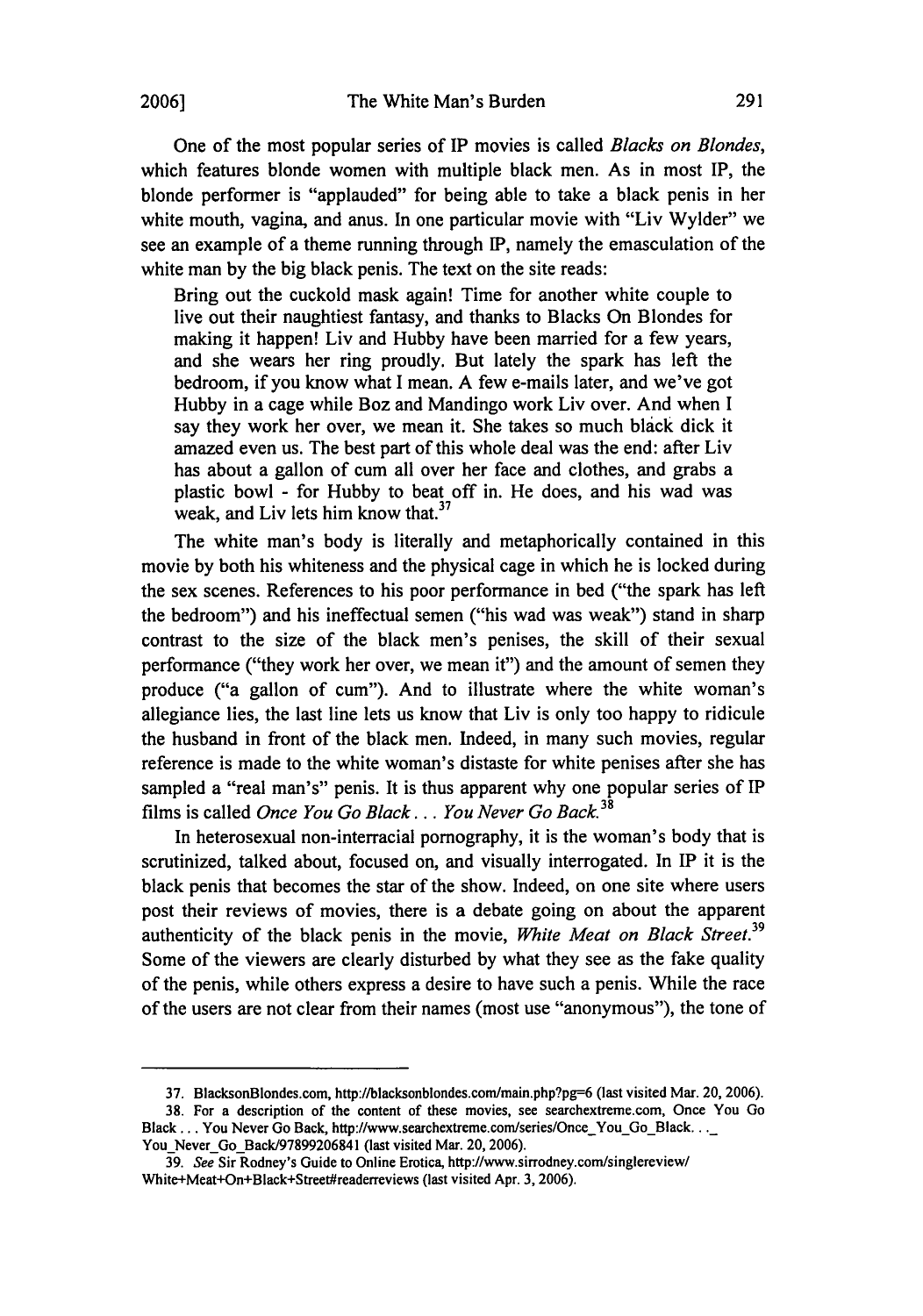One of the most popular series of IP movies is called *Blacks on Blondes*, which features blonde women with multiple black men. As in most IP, the blonde performer is "applauded" for being able to take a black penis in her white mouth, vagina, and anus. In one particular movie with "Liv Wylder" we see an example of a theme running through IP, namely the emasculation of the white man by the big black penis. The text on the site reads:

> Bring out the cuckold mask again! Time for another white couple to live out their naughtiest fantasy, and thanks to Blacks On Blondes for making it happen! Liv and Hubby have been married for a few years, and she wears her ring proudly. But lately the spark has left the bedroom, if you know what I mean. A few e-mails later, and we've got Hubby in a cage while Boz and Mandingo work Liv over. And when I say they work her over, we mean it. She takes so much black dick it amazed even us. The best part of this whole deal was the end: after Liv has about a gallon of cum all over her face and clothes, and grabs a plastic bowl - for Hubby to beat off in. He does, and his wad was weak, and Liv lets him know that.[37]

The white man's body is literally and metaphorically contained in this movie by both his whiteness and the physical cage in which he is locked during the sex scenes. References to his poor performance in bed ("the spark has left the bedroom") and his ineffectual semen ("his wad was weak") stand in sharp contrast to the size of the black men's penises, the skill of their sexual performance ("they work her over, we mean it") and the amount of semen they produce ("a gallon of cum"). And to illustrate where the white woman's allegiance lies, the last line lets us know that Liv is only too happy to ridicule the husband in front of the black men. Indeed, in many such movies, regular reference is made to the white woman's distaste for white penises after she has sampled a "real man's" penis. It is thus apparent why one popular series of IP films is called *Once You Go Black . . . You Never Go Back*.[38]

In heterosexual non-interracial pornography, it is the woman's body that is scrutinized, talked about, focused on, and visually interrogated. In IP it is the black penis that becomes the star of the show. Indeed, on one site where users post their reviews of movies, there is a debate going on about the apparent authenticity of the black penis in the movie, *White Meat on Black Street*.[39] Some of the viewers are clearly disturbed by what they see as the fake quality of the penis, while others express a desire to have such a penis. While the race of the users are not clear from their names (most use "anonymous"), the tone of

---

37. BlacksonBlondes.com, http://blacksonblondes.com/main.php?pg=6 (last visited Mar. 20, 2006).

38. For a description of the content of these movies, see searchextreme.com, Once You Go Black . . . You Never Go Back, http://www.searchextreme.com/series/Once_You_Go_Black. . ._ You_Never_Go_Back/97899206841 (last visited Mar. 20, 2006).

39. *See* Sir Rodney's Guide to Online Erotica, http://www.sirrodney.com/singlereview/ White+Meat+On+Black+Street#readerreviews (last visited Apr. 3, 2006).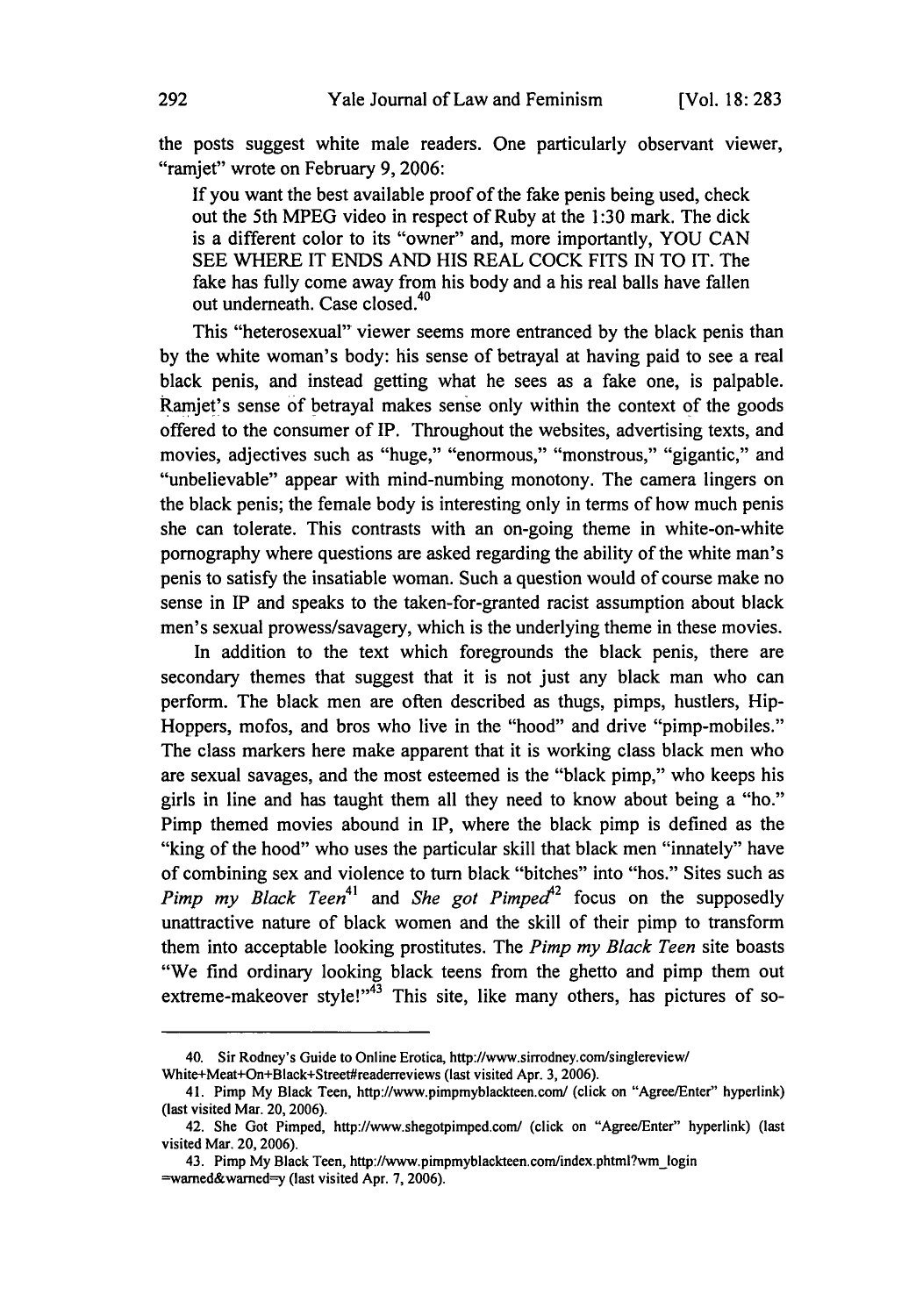the posts suggest white male readers. One particularly observant viewer, "ramjet" wrote on February 9, 2006:

> If you want the best available proof of the fake penis being used, check out the 5th MPEG video in respect of Ruby at the 1:30 mark. The dick is a different color to its "owner" and, more importantly, YOU CAN SEE WHERE IT ENDS AND HIS REAL COCK FITS IN TO IT. The fake has fully come away from his body and a his real balls have fallen out underneath. Case closed.[40]

This "heterosexual" viewer seems more entranced by the black penis than by the white woman's body: his sense of betrayal at having paid to see a real black penis, and instead getting what he sees as a fake one, is palpable. Ramjet's sense of betrayal makes sense only within the context of the goods offered to the consumer of IP. Throughout the websites, advertising texts, and movies, adjectives such as "huge," "enormous," "monstrous," "gigantic," and "unbelievable" appear with mind-numbing monotony. The camera lingers on the black penis; the female body is interesting only in terms of how much penis she can tolerate. This contrasts with an on-going theme in white-on-white pornography where questions are asked regarding the ability of the white man's penis to satisfy the insatiable woman. Such a question would of course make no sense in IP and speaks to the taken-for-granted racist assumption about black men's sexual prowess/savagery, which is the underlying theme in these movies.

In addition to the text which foregrounds the black penis, there are secondary themes that suggest that it is not just any black man who can perform. The black men are often described as thugs, pimps, hustlers, Hip-Hoppers, mofos, and bros who live in the "hood" and drive "pimp-mobiles." The class markers here make apparent that it is working class black men who are sexual savages, and the most esteemed is the "black pimp," who keeps his girls in line and has taught them all they need to know about being a "ho." Pimp themed movies abound in IP, where the black pimp is defined as the "king of the hood" who uses the particular skill that black men "innately" have of combining sex and violence to turn black "bitches" into "hos." Sites such as *Pimp my Black Teen*[41] and *She got Pimped*[42] focus on the supposedly unattractive nature of black women and the skill of their pimp to transform them into acceptable looking prostitutes. The *Pimp my Black Teen* site boasts "We find ordinary looking black teens from the ghetto and pimp them out extreme-makeover style!"[43] This site, like many others, has pictures of so-

---

40. Sir Rodney's Guide to Online Erotica, http://www.sirrodney.com/singlereview/White+Meat+On+Black+Street#readerreviews (last visited Apr. 3, 2006).

41. Pimp My Black Teen, http://www.pimpmyblackteen.com/ (click on "Agree/Enter" hyperlink) (last visited Mar. 20, 2006).

42. She Got Pimped, http://www.shegotpimped.com/ (click on "Agree/Enter" hyperlink) (last visited Mar. 20, 2006).

43. Pimp My Black Teen, http://www.pimpmyblackteen.com/index.phtml?wm_login=warned&warned=y (last visited Apr. 7, 2006).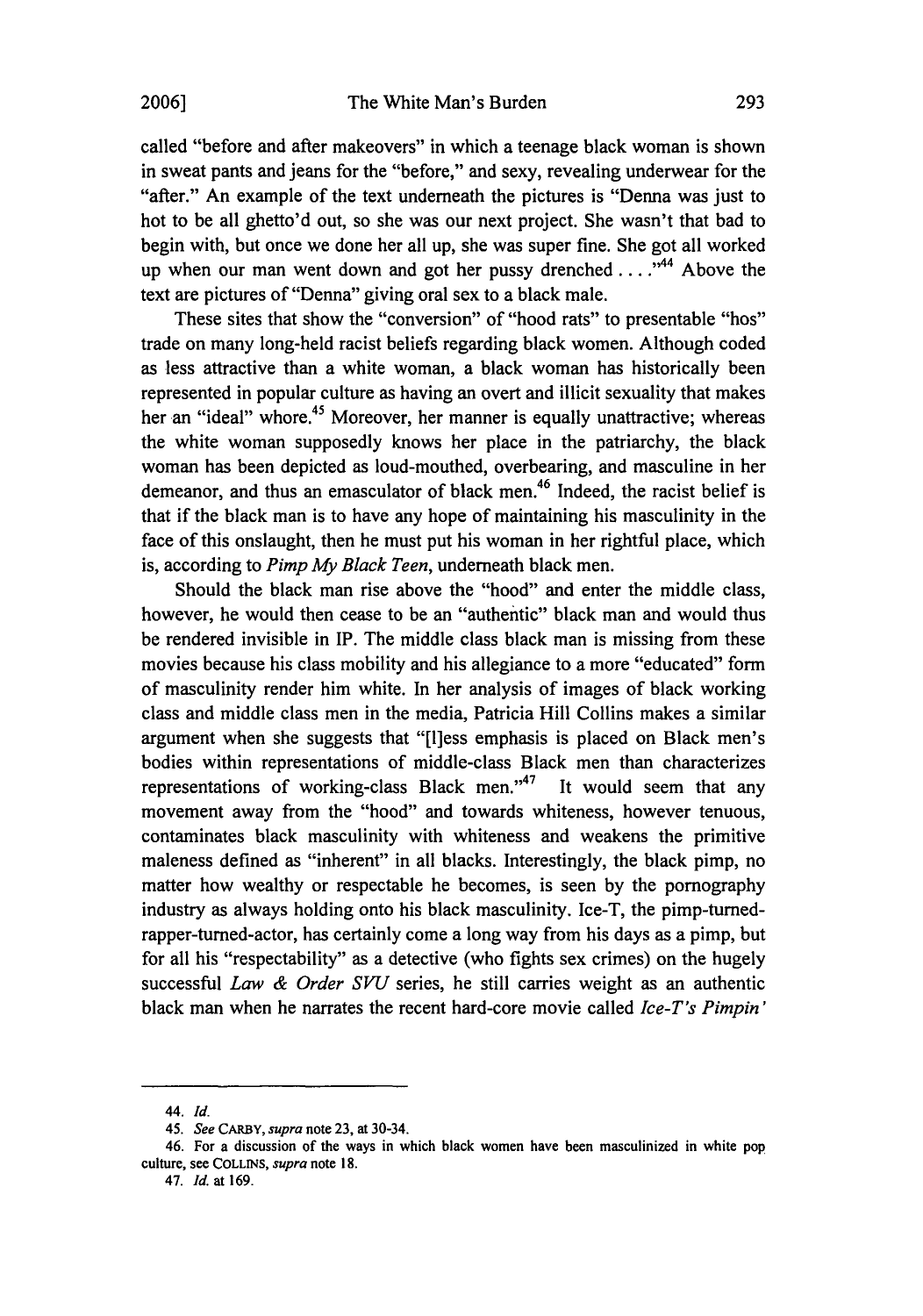called "before and after makeovers" in which a teenage black woman is shown in sweat pants and jeans for the "before," and sexy, revealing underwear for the "after." An example of the text underneath the pictures is "Denna was just to hot to be all ghetto'd out, so she was our next project. She wasn't that bad to begin with, but once we done her all up, she was super fine. She got all worked up when our man went down and got her pussy drenched . . . ."[44] Above the text are pictures of "Denna" giving oral sex to a black male.

These sites that show the "conversion" of "hood rats" to presentable "hos" trade on many long-held racist beliefs regarding black women. Although coded as less attractive than a white woman, a black woman has historically been represented in popular culture as having an overt and illicit sexuality that makes her an "ideal" whore.[45] Moreover, her manner is equally unattractive; whereas the white woman supposedly knows her place in the patriarchy, the black woman has been depicted as loud-mouthed, overbearing, and masculine in her demeanor, and thus an emasculator of black men.[46] Indeed, the racist belief is that if the black man is to have any hope of maintaining his masculinity in the face of this onslaught, then he must put his woman in her rightful place, which is, according to *Pimp My Black Teen*, underneath black men.

Should the black man rise above the "hood" and enter the middle class, however, he would then cease to be an "authentic" black man and would thus be rendered invisible in IP. The middle class black man is missing from these movies because his class mobility and his allegiance to a more "educated" form of masculinity render him white. In her analysis of images of black working class and middle class men in the media, Patricia Hill Collins makes a similar argument when she suggests that "[l]ess emphasis is placed on Black men's bodies within representations of middle-class Black men than characterizes representations of working-class Black men."[47] It would seem that any movement away from the "hood" and towards whiteness, however tenuous, contaminates black masculinity with whiteness and weakens the primitive maleness defined as "inherent" in all blacks. Interestingly, the black pimp, no matter how wealthy or respectable he becomes, is seen by the pornography industry as always holding onto his black masculinity. Ice-T, the pimp-turned-rapper-turned-actor, has certainly come a long way from his days as a pimp, but for all his "respectability" as a detective (who fights sex crimes) on the hugely successful *Law & Order SVU* series, he still carries weight as an authentic black man when he narrates the recent hard-core movie called *Ice-T's Pimpin'*

---

44. *Id.*

45. *See* CARBY, *supra* note 23, at 30-34.

46. For a discussion of the ways in which black women have been masculinized in white pop culture, see COLLINS, *supra* note 18.

47. *Id.* at 169.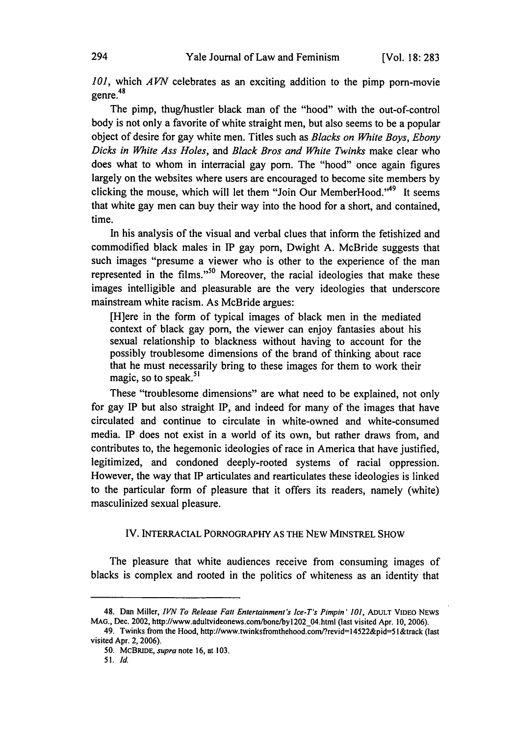*101*, which *AVN* celebrates as an exciting addition to the pimp porn-movie genre.[48]

The pimp, thug/hustler black man of the "hood" with the out-of-control body is not only a favorite of white straight men, but also seems to be a popular object of desire for gay white men. Titles such as *Blacks on White Boys*, *Ebony Dicks in White Ass Holes*, and *Black Bros and White Twinks* make clear who does what to whom in interracial gay porn. The "hood" once again figures largely on the websites where users are encouraged to become site members by clicking the mouse, which will let them "Join Our MemberHood."[49] It seems that white gay men can buy their way into the hood for a short, and contained, time.

In his analysis of the visual and verbal clues that inform the fetishized and commodified black males in IP gay porn, Dwight A. McBride suggests that such images "presume a viewer who is other to the experience of the man represented in the films."[50] Moreover, the racial ideologies that make these images intelligible and pleasurable are the very ideologies that underscore mainstream white racism. As McBride argues:

> [H]ere in the form of typical images of black men in the mediated context of black gay porn, the viewer can enjoy fantasies about his sexual relationship to blackness without having to account for the possibly troublesome dimensions of the brand of thinking about race that he must necessarily bring to these images for them to work their magic, so to speak.[51]

These "troublesome dimensions" are what need to be explained, not only for gay IP but also straight IP, and indeed for many of the images that have circulated and continue to circulate in white-owned and white-consumed media. IP does not exist in a world of its own, but rather draws from, and contributes to, the hegemonic ideologies of race in America that have justified, legitimized, and condoned deeply-rooted systems of racial oppression. However, the way that IP articulates and rearticulates these ideologies is linked to the particular form of pleasure that it offers its readers, namely (white) masculinized sexual pleasure.

## IV. Interracial Pornography as the New Minstrel Show

The pleasure that white audiences receive from consuming images of blacks is complex and rooted in the politics of whiteness as an identity that

---

48. Dan Miller, *IVN To Release Fatt Entertainment's Ice-T's Pimpin' 101*, ADULT VIDEO NEWS MAG., Dec. 2002, http://www.adultvideonews.com/bone/by1202_04.html (last visited Apr. 10, 2006).

49. Twinks from the Hood, http://www.twinksfromthehood.com/?revid=14522&pid=51&track (last visited Apr. 2, 2006).

50. MCBRIDE, *supra* note 16, at 103.

51. *Id.*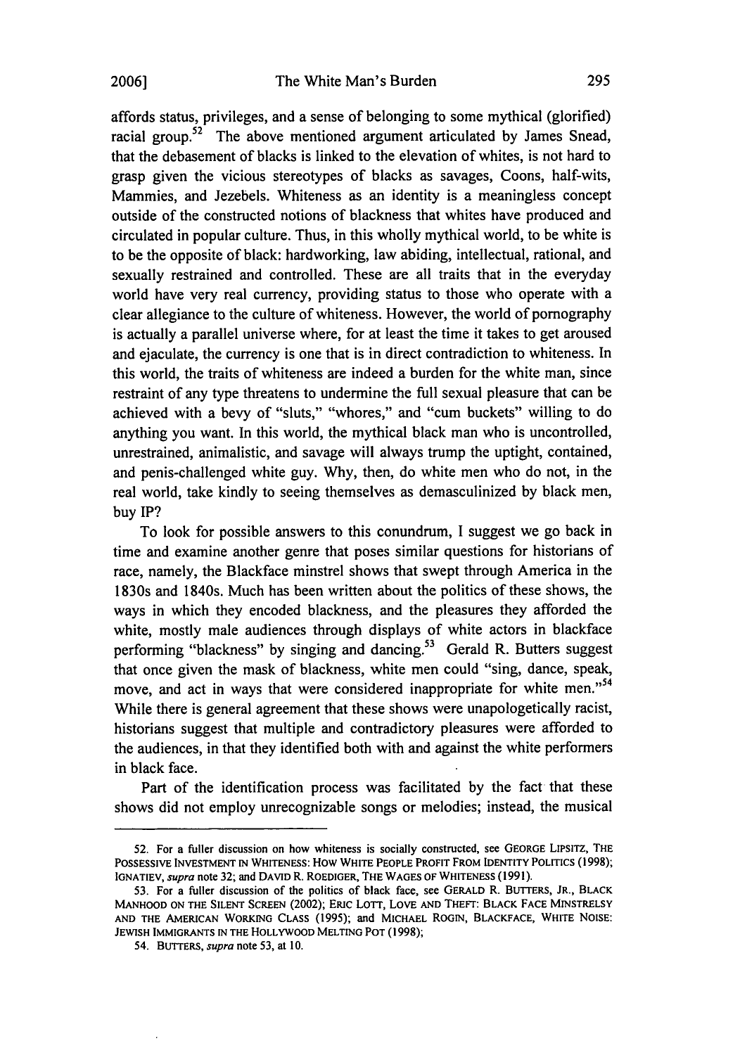affords status, privileges, and a sense of belonging to some mythical (glorified) racial group.[52] The above mentioned argument articulated by James Snead, that the debasement of blacks is linked to the elevation of whites, is not hard to grasp given the vicious stereotypes of blacks as savages, Coons, half-wits, Mammies, and Jezebels. Whiteness as an identity is a meaningless concept outside of the constructed notions of blackness that whites have produced and circulated in popular culture. Thus, in this wholly mythical world, to be white is to be the opposite of black: hardworking, law abiding, intellectual, rational, and sexually restrained and controlled. These are all traits that in the everyday world have very real currency, providing status to those who operate with a clear allegiance to the culture of whiteness. However, the world of pornography is actually a parallel universe where, for at least the time it takes to get aroused and ejaculate, the currency is one that is in direct contradiction to whiteness. In this world, the traits of whiteness are indeed a burden for the white man, since restraint of any type threatens to undermine the full sexual pleasure that can be achieved with a bevy of "sluts," "whores," and "cum buckets" willing to do anything you want. In this world, the mythical black man who is uncontrolled, unrestrained, animalistic, and savage will always trump the uptight, contained, and penis-challenged white guy. Why, then, do white men who do not, in the real world, take kindly to seeing themselves as demasculinized by black men, buy IP?

To look for possible answers to this conundrum, I suggest we go back in time and examine another genre that poses similar questions for historians of race, namely, the Blackface minstrel shows that swept through America in the 1830s and 1840s. Much has been written about the politics of these shows, the ways in which they encoded blackness, and the pleasures they afforded the white, mostly male audiences through displays of white actors in blackface performing "blackness" by singing and dancing.[53] Gerald R. Butters suggest that once given the mask of blackness, white men could "sing, dance, speak, move, and act in ways that were considered inappropriate for white men."[54] While there is general agreement that these shows were unapologetically racist, historians suggest that multiple and contradictory pleasures were afforded to the audiences, in that they identified both with and against the white performers in black face.

Part of the identification process was facilitated by the fact these shows did not employ unrecognizable songs or melodies; instead, the musical

---

52. For a fuller discussion on how whiteness is socially constructed, see GEORGE LIPSITZ, THE POSSESSIVE INVESTMENT IN WHITENESS: HOW WHITE PEOPLE PROFIT FROM IDENTITY POLITICS (1998); IGNATIEV, *supra* note 32; and DAVID R. ROEDIGER, THE WAGES OF WHITENESS (1991).

53. For a fuller discussion of the politics of black face, see GERALD R. BUTTERS, JR., BLACK MANHOOD ON THE SILENT SCREEN (2002); ERIC LOTT, LOVE AND THEFT: BLACK FACE MINSTRELSY AND THE AMERICAN WORKING CLASS (1995); and MICHAEL ROGIN, BLACKFACE, WHITE NOISE: JEWISH IMMIGRANTS IN THE HOLLYWOOD MELTING POT (1998);

54. BUTTERS, *supra* note 53, at 10.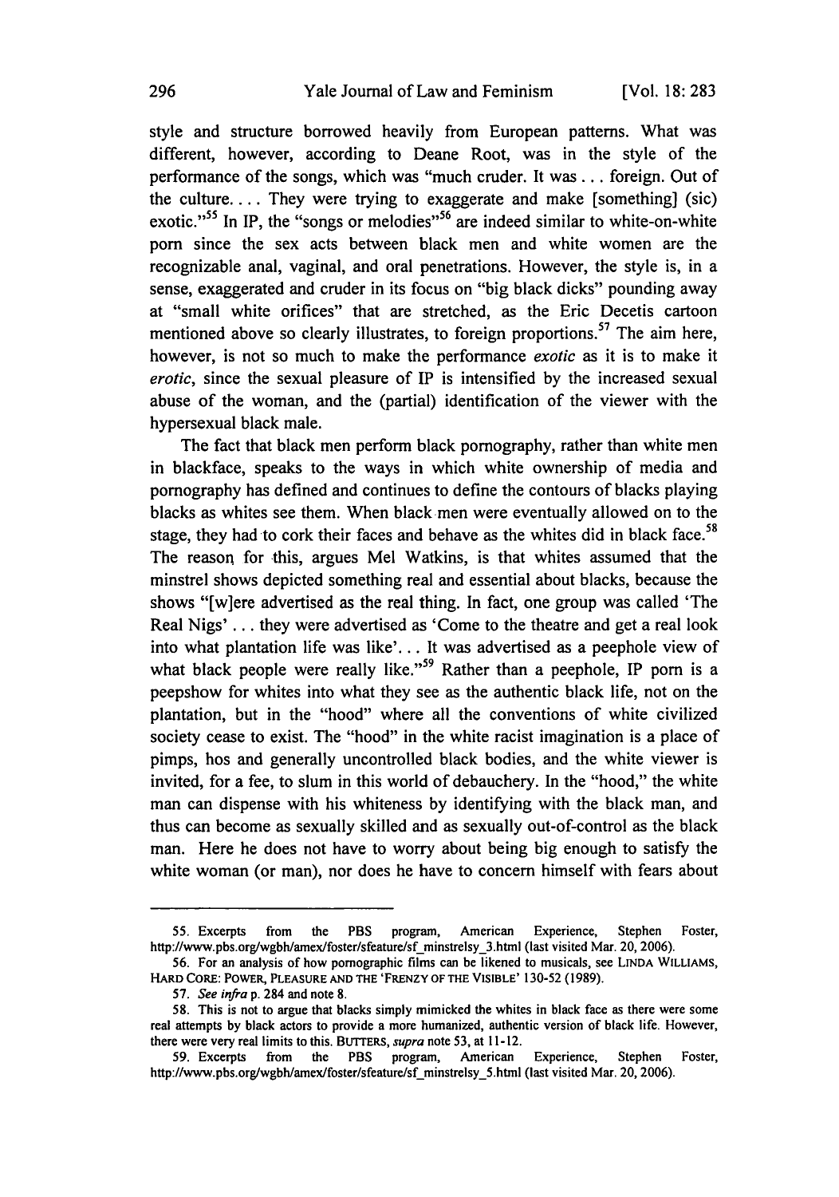style and structure borrowed heavily from European patterns. What was different, however, according to Deane Root, was in the style of the performance of the songs, which was "much cruder. It was . . . foreign. Out of the culture. . . . They were trying to exaggerate and make [something] (sic) exotic."[55] In IP, the "songs or melodies"[56] are indeed similar to white-on-white porn since the sex acts between black men and white women are the recognizable anal, vaginal, and oral penetrations. However, the style is, in a sense, exaggerated and cruder in its focus on "big black dicks" pounding away at "small white orifices" that are stretched, as the Eric Decetis cartoon mentioned above so clearly illustrates, to foreign proportions.[57] The aim here, however, is not so much to make the performance *exotic* as it is to make it *erotic*, since the sexual pleasure of IP is intensified by the increased sexual abuse of the woman, and the (partial) identification of the viewer with the hypersexual black male.

The fact that black men perform black pornography, rather than white men in blackface, speaks to the ways in which white ownership of media and pornography has defined and continues to define the contours of blacks playing blacks as whites see them. When black men were eventually allowed on to the stage, they had to cork their faces and behave as the whites did in black face.[58] The reason for this, argues Mel Watkins, is that whites assumed that the minstrel shows depicted something real and essential about blacks, because the shows "[w]ere advertised as the real thing. In fact, one group was called 'The Real Nigs' . . . they were advertised as 'Come to the theatre and get a real look into what plantation life was like'. . . It was advertised as a peephole view of what black people were really like."[59] Rather than a peephole, IP porn is a peepshow for whites into what they see as the authentic black life, not on the plantation, but in the "hood" where all the conventions of white civilized society cease to exist. The "hood" in the white racist imagination is a place of pimps, hos and generally uncontrolled black bodies, and the white viewer is invited, for a fee, to slum in this world of debauchery. In the "hood," the white man can dispense with his whiteness by identifying with the black man, and thus can become as sexually skilled and as sexually out-of-control as the black man. Here he does not have to worry about being big enough to satisfy the white woman (or man), nor does he have to concern himself with fears about

---

55. Excerpts from the PBS program, American Experience, Stephen Foster, http://www.pbs.org/wgbh/amex/foster/sfeature/sf_minstrelsy_3.html (last visited Mar. 20, 2006).

56. For an analysis of how pornographic films can be likened to musicals, see LINDA WILLIAMS, HARD CORE: POWER, PLEASURE AND THE 'FRENZY OF THE VISIBLE' 130-52 (1989).

57. *See infra* p. 284 and note 8.

58. This is not to argue that blacks simply mimicked the whites in black face as there were some real attempts by black actors to provide a more humanized, authentic version of black life. However, there were very real limits to this. BUTTERS, *supra* note 53, at 11-12.

59. Excerpts from the PBS program, American Experience, Stephen Foster, http://www.pbs.org/wgbh/amex/foster/sfeature/sf_minstrelsy_5.html (last visited Mar. 20, 2006).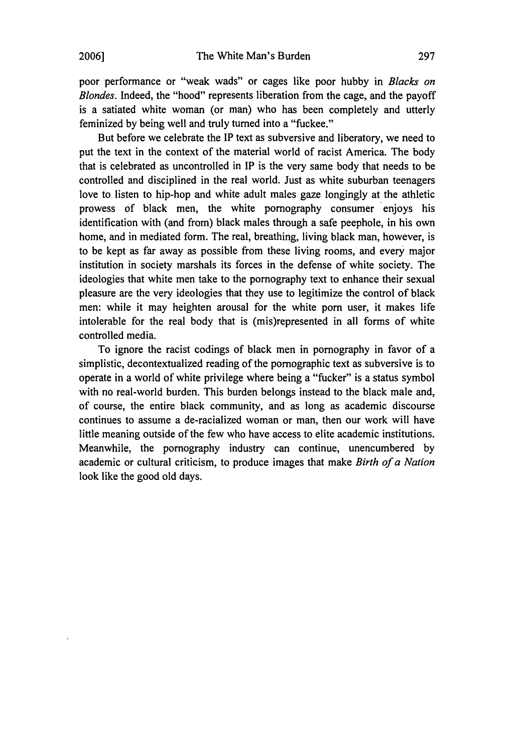poor performance or "weak wads" or cages like poor hubby in *Blacks on Blondes*. Indeed, the "hood" represents liberation from the cage, and the payoff is a satiated white woman (or man) who has been completely and utterly feminized by being well and truly turned into a "fuckee."

But before we celebrate the IP text as subversive and liberatory, we need to put the text in the context of the material world of racist America. The body that is celebrated as uncontrolled in IP is the very same body that needs to be controlled and disciplined in the real world. Just as white suburban teenagers love to listen to hip-hop and white adult males gaze longingly at the athletic prowess of black men, the white pornography consumer enjoys his identification with (and from) black males through a safe peephole, in his own home, and in mediated form. The real, breathing, living black man, however, is to be kept as far away as possible from these living rooms, and every major institution in society marshals its forces in the defense of white society. The ideologies that white men take to the pornography text to enhance their sexual pleasure are the very ideologies that they use to legitimize the control of black men: while it may heighten arousal for the white porn user, it makes life intolerable for the real body that is (mis)represented in all forms of white controlled media.

To ignore the racist codings of black men in pornography in favor of a simplistic, decontextualized reading of the pornographic text as subversive is to operate in a world of white privilege where being a "fucker" is a status symbol with no real-world burden. This burden belongs instead to the black male and, of course, the entire black community, and as long as academic discourse continues to assume a de-racialized woman or man, then our work will have little meaning outside of the few who have access to elite academic institutions. Meanwhile, the pornography industry can continue, unencumbered by academic or cultural criticism, to produce images that make *Birth of a Nation* look like the good old days.